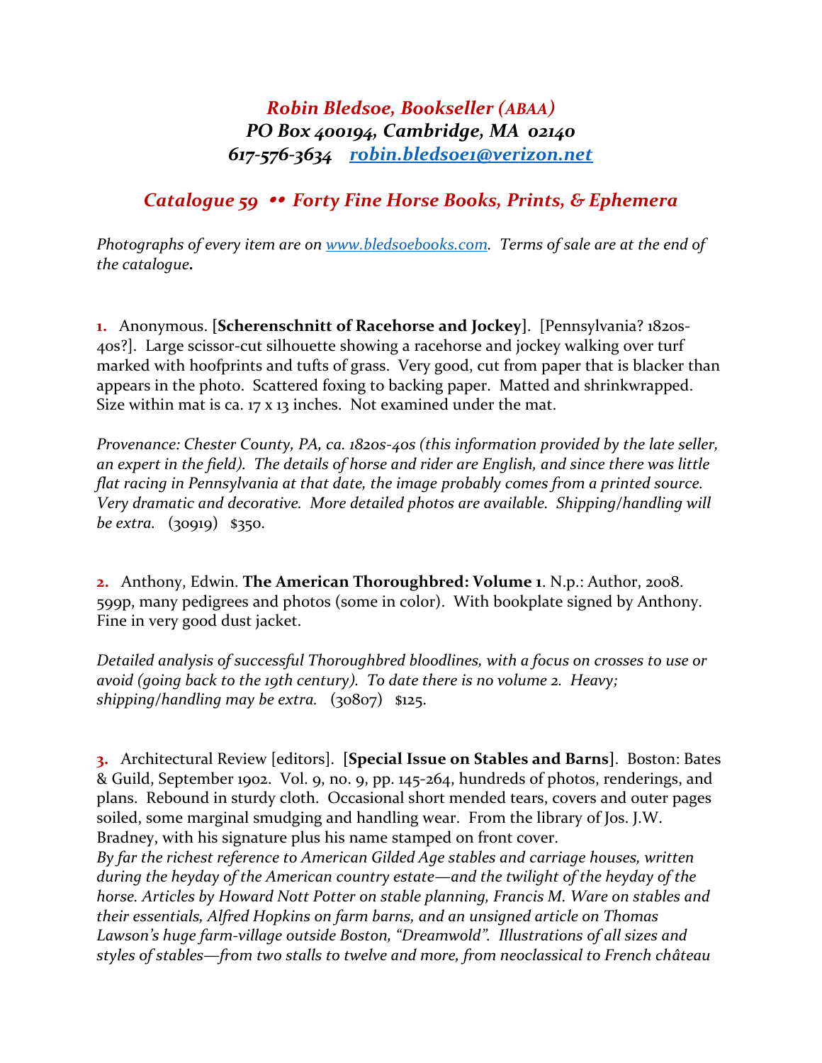# *Robin Bledsoe, Bookseller (ABAA)*
## *PO Box 400194, Cambridge, MA 02140*
## *617-576-3634 robin.bledsoe1@verizon.net*

## *Catalogue 59 •• Forty Fine Horse Books, Prints, & Ephemera*

*Photographs of every item are on www.bledsoebooks.com. Terms of sale are at the end of the catalogue.*

**1.** Anonymous. [**Scherenschnitt of Racehorse and Jockey**]. [Pennsylvania? 1820s-40s?]. Large scissor-cut silhouette showing a racehorse and jockey walking over turf marked with hoofprints and tufts of grass. Very good, cut from paper that is blacker than appears in the photo. Scattered foxing to backing paper. Matted and shrinkwrapped. Size within mat is ca. 17 x 13 inches. Not examined under the mat.

*Provenance: Chester County, PA, ca. 1820s-40s (this information provided by the late seller, an expert in the field). The details of horse and rider are English, and since there was little flat racing in Pennsylvania at that date, the image probably comes from a printed source. Very dramatic and decorative. More detailed photos are available. Shipping/handling will be extra.* (30919) $350.

**2.** Anthony, Edwin. **The American Thoroughbred: Volume 1**. N.p.: Author, 2008. 599p, many pedigrees and photos (some in color). With bookplate signed by Anthony. Fine in very good dust jacket.

*Detailed analysis of successful Thoroughbred bloodlines, with a focus on crosses to use or avoid (going back to the 19th century). To date there is no volume 2. Heavy; shipping/handling may be extra.* (30807) $125.

**3.** Architectural Review [editors]. [**Special Issue on Stables and Barns**]. Boston: Bates & Guild, September 1902. Vol. 9, no. 9, pp. 145-264, hundreds of photos, renderings, and plans. Rebound in sturdy cloth. Occasional short mended tears, covers and outer pages soiled, some marginal smudging and handling wear. From the library of Jos. J.W. Bradney, with his signature plus his name stamped on front cover.
*By far the richest reference to American Gilded Age stables and carriage houses, written during the heyday of the American country estate—and the twilight of the heyday of the horse. Articles by Howard Nott Potter on stable planning, Francis M. Ware on stables and their essentials, Alfred Hopkins on farm barns, and an unsigned article on Thomas Lawson's huge farm-village outside Boston, "Dreamwold". Illustrations of all sizes and styles of stables—from two stalls to twelve and more, from neoclassical to French château*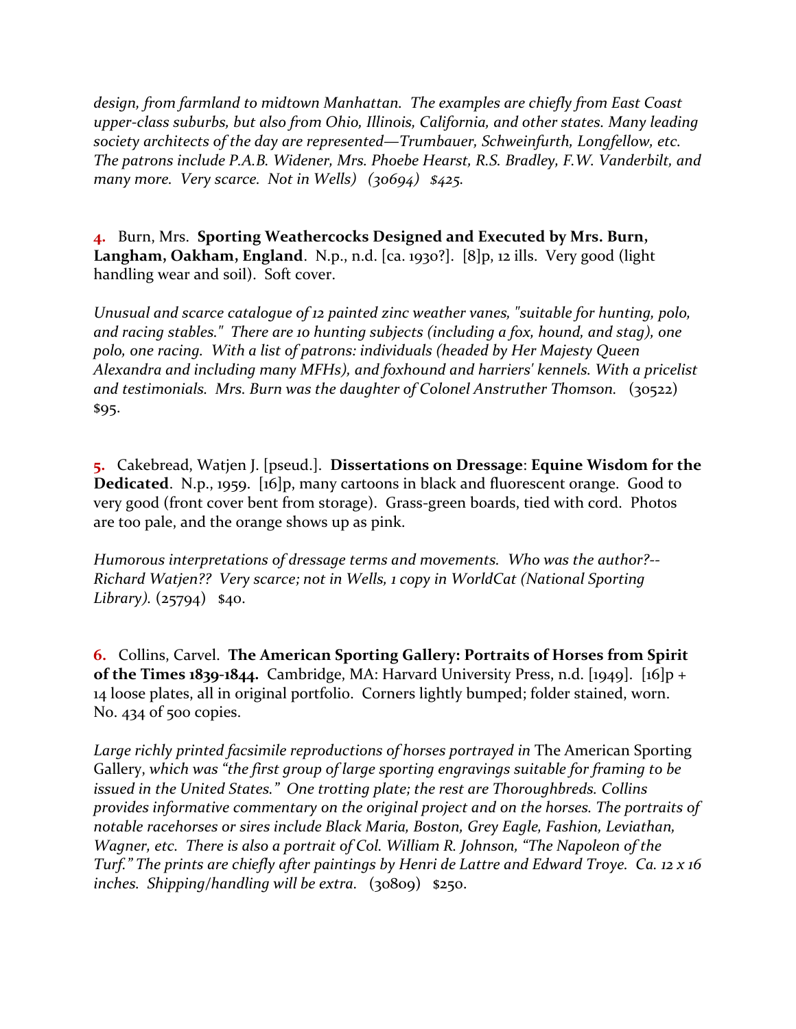*design, from farmland to midtown Manhattan. The examples are chiefly from East Coast upper-class suburbs, but also from Ohio, Illinois, California, and other states. Many leading society architects of the day are represented—Trumbauer, Schweinfurth, Longfellow, etc. The patrons include P.A.B. Widener, Mrs. Phoebe Hearst, R.S. Bradley, F.W. Vanderbilt, and many more. Very scarce. Not in Wells) (30694) $425.*

**4.** Burn, Mrs. **Sporting Weathercocks Designed and Executed by Mrs. Burn, Langham, Oakham, England**. N.p., n.d. [ca. 1930?]. [8]p, 12 ills. Very good (light handling wear and soil). Soft cover.

*Unusual and scarce catalogue of 12 painted zinc weather vanes, "suitable for hunting, polo, and racing stables." There are 10 hunting subjects (including a fox, hound, and stag), one polo, one racing. With a list of patrons: individuals (headed by Her Majesty Queen Alexandra and including many MFHs), and foxhound and harriers' kennels. With a pricelist and testimonials. Mrs. Burn was the daughter of Colonel Anstruther Thomson.* (30522) $95.

**5.** Cakebread, Watjen J. [pseud.]. **Dissertations on Dressage**: **Equine Wisdom for the Dedicated**. N.p., 1959. [16]p, many cartoons in black and fluorescent orange. Good to very good (front cover bent from storage). Grass-green boards, tied with cord. Photos are too pale, and the orange shows up as pink.

*Humorous interpretations of dressage terms and movements. Who was the author?-- Richard Watjen?? Very scarce; not in Wells, 1 copy in WorldCat (National Sporting Library).* (25794) $40.

**6.** Collins, Carvel. **The American Sporting Gallery: Portraits of Horses from Spirit of the Times 1839-1844.** Cambridge, MA: Harvard University Press, n.d. [1949]. [16]p + 14 loose plates, all in original portfolio. Corners lightly bumped; folder stained, worn. No. 434 of 500 copies.

*Large richly printed facsimile reproductions of horses portrayed in* The American Sporting Gallery, *which was "the first group of large sporting engravings suitable for framing to be issued in the United States." One trotting plate; the rest are Thoroughbreds. Collins provides informative commentary on the original project and on the horses. The portraits of notable racehorses or sires include Black Maria, Boston, Grey Eagle, Fashion, Leviathan, Wagner, etc. There is also a portrait of Col. William R. Johnson, "The Napoleon of the Turf." The prints are chiefly after paintings by Henri de Lattre and Edward Troye. Ca. 12 x 16 inches. Shipping/handling will be extra.* (30809) $250.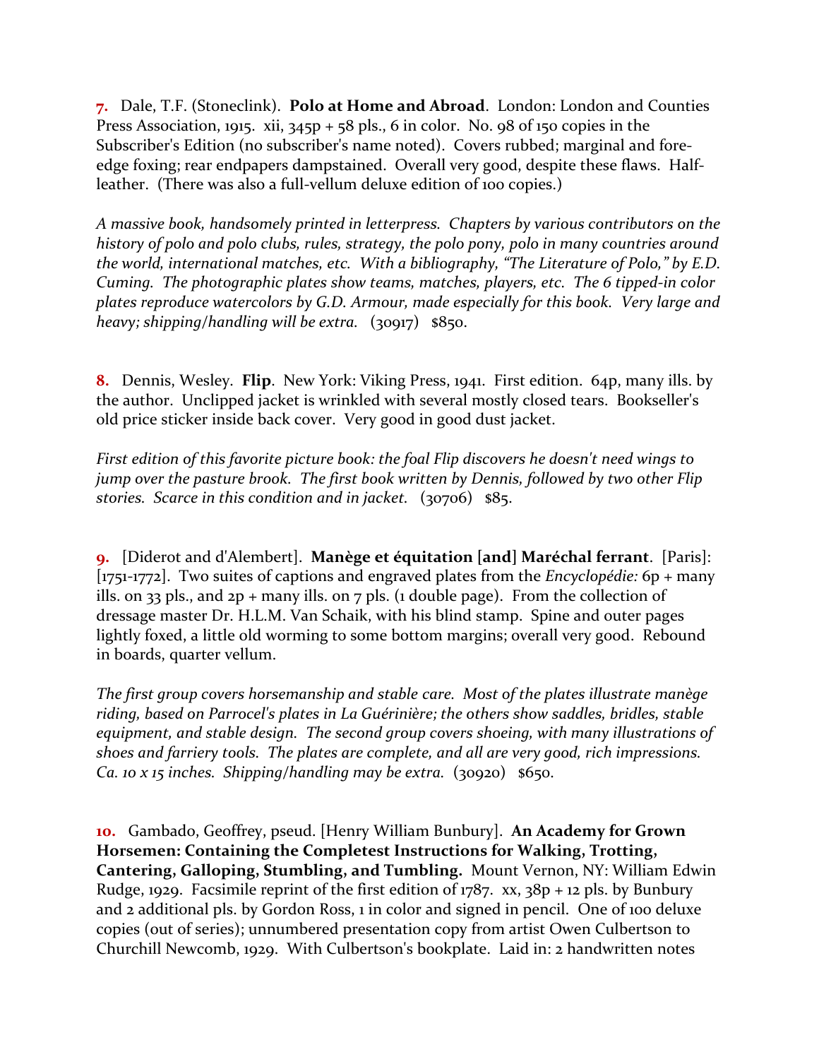**7.** Dale, T.F. (Stoneclink). **Polo at Home and Abroad**. London: London and Counties Press Association, 1915. xii, 345p + 58 pls., 6 in color. No. 98 of 150 copies in the Subscriber's Edition (no subscriber's name noted). Covers rubbed; marginal and fore-edge foxing; rear endpapers dampstained. Overall very good, despite these flaws. Half-leather. (There was also a full-vellum deluxe edition of 100 copies.)

*A massive book, handsomely printed in letterpress. Chapters by various contributors on the history of polo and polo clubs, rules, strategy, the polo pony, polo in many countries around the world, international matches, etc. With a bibliography, "The Literature of Polo," by E.D. Cuming. The photographic plates show teams, matches, players, etc. The 6 tipped-in color plates reproduce watercolors by G.D. Armour, made especially for this book. Very large and heavy; shipping/handling will be extra.* (30917) $850.

**8.** Dennis, Wesley. **Flip**. New York: Viking Press, 1941. First edition. 64p, many ills. by the author. Unclipped jacket is wrinkled with several mostly closed tears. Bookseller's old price sticker inside back cover. Very good in good dust jacket.

*First edition of this favorite picture book: the foal Flip discovers he doesn't need wings to jump over the pasture brook. The first book written by Dennis, followed by two other Flip stories. Scarce in this condition and in jacket.* (30706) $85.

**9.** [Diderot and d'Alembert]. **Manège et équitation [and] Maréchal ferrant**. [Paris]: [1751-1772]. Two suites of captions and engraved plates from the *Encyclopédie:* 6p + many ills. on 33 pls., and 2p + many ills. on 7 pls. (1 double page). From the collection of dressage master Dr. H.L.M. Van Schaik, with his blind stamp. Spine and outer pages lightly foxed, a little old worming to some bottom margins; overall very good. Rebound in boards, quarter vellum.

*The first group covers horsemanship and stable care. Most of the plates illustrate manège riding, based on Parrocel's plates in La Guérinière; the others show saddles, bridles, stable equipment, and stable design. The second group covers shoeing, with many illustrations of shoes and farriery tools. The plates are complete, and all are very good, rich impressions. Ca. 10 x 15 inches. Shipping/handling may be extra.* (30920) $650.

**10.** Gambado, Geoffrey, pseud. [Henry William Bunbury]. **An Academy for Grown Horsemen: Containing the Completest Instructions for Walking, Trotting, Cantering, Galloping, Stumbling, and Tumbling.** Mount Vernon, NY: William Edwin Rudge, 1929. Facsimile reprint of the first edition of 1787. xx, 38p + 12 pls. by Bunbury and 2 additional pls. by Gordon Ross, 1 in color and signed in pencil. One of 100 deluxe copies (out of series); unnumbered presentation copy from artist Owen Culbertson to Churchill Newcomb, 1929. With Culbertson's bookplate. Laid in: 2 handwritten notes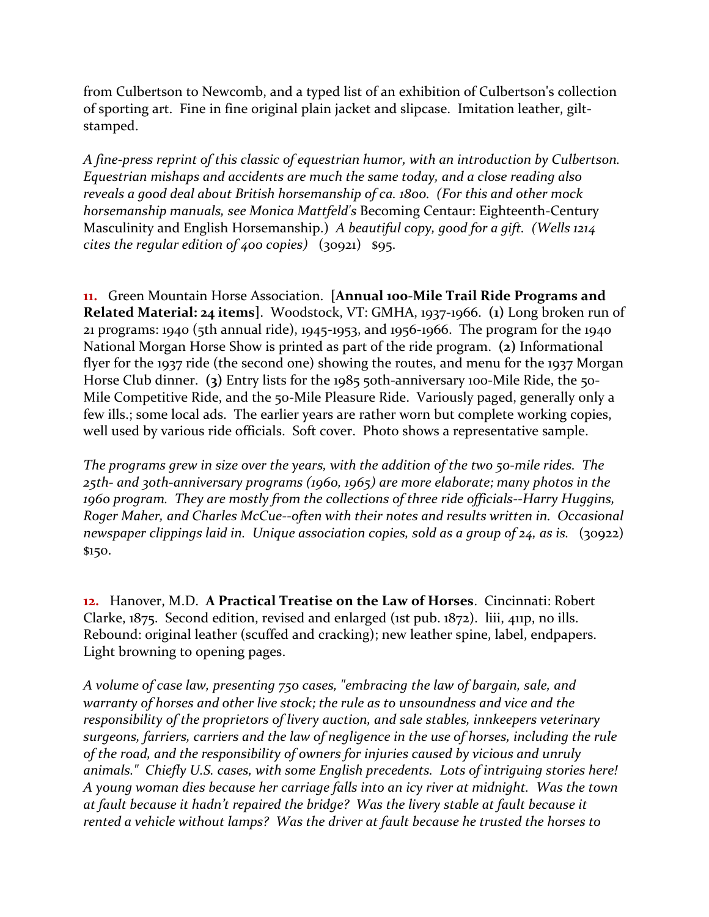from Culbertson to Newcomb, and a typed list of an exhibition of Culbertson's collection of sporting art. Fine in fine original plain jacket and slipcase. Imitation leather, gilt-stamped.

*A fine-press reprint of this classic of equestrian humor, with an introduction by Culbertson. Equestrian mishaps and accidents are much the same today, and a close reading also reveals a good deal about British horsemanship of ca. 1800. (For this and other mock horsemanship manuals, see Monica Mattfeld's* Becoming Centaur: Eighteenth-Century Masculinity and English Horsemanship.) *A beautiful copy, good for a gift. (Wells 1214 cites the regular edition of 400 copies)* (30921) $95.

**11.** Green Mountain Horse Association. [**Annual 100-Mile Trail Ride Programs and Related Material: 24 items**]. Woodstock, VT: GMHA, 1937-1966. **(1)** Long broken run of 21 programs: 1940 (5th annual ride), 1945-1953, and 1956-1966. The program for the 1940 National Morgan Horse Show is printed as part of the ride program. **(2)** Informational flyer for the 1937 ride (the second one) showing the routes, and menu for the 1937 Morgan Horse Club dinner. **(3)** Entry lists for the 1985 50th-anniversary 100-Mile Ride, the 50-Mile Competitive Ride, and the 50-Mile Pleasure Ride. Variously paged, generally only a few ills.; some local ads. The earlier years are rather worn but complete working copies, well used by various ride officials. Soft cover. Photo shows a representative sample.

*The programs grew in size over the years, with the addition of the two 50-mile rides. The 25th- and 30th-anniversary programs (1960, 1965) are more elaborate; many photos in the 1960 program. They are mostly from the collections of three ride officials--Harry Huggins, Roger Maher, and Charles McCue--often with their notes and results written in. Occasional newspaper clippings laid in. Unique association copies, sold as a group of 24, as is.* (30922) $150.

**12.** Hanover, M.D. **A Practical Treatise on the Law of Horses**. Cincinnati: Robert Clarke, 1875. Second edition, revised and enlarged (1st pub. 1872). liii, 411p, no ills. Rebound: original leather (scuffed and cracking); new leather spine, label, endpapers. Light browning to opening pages.

*A volume of case law, presenting 750 cases, "embracing the law of bargain, sale, and warranty of horses and other live stock; the rule as to unsoundness and vice and the responsibility of the proprietors of livery auction, and sale stables, innkeepers veterinary surgeons, farriers, carriers and the law of negligence in the use of horses, including the rule of the road, and the responsibility of owners for injuries caused by vicious and unruly animals." Chiefly U.S. cases, with some English precedents. Lots of intriguing stories here! A young woman dies because her carriage falls into an icy river at midnight. Was the town at fault because it hadn't repaired the bridge? Was the livery stable at fault because it rented a vehicle without lamps? Was the driver at fault because he trusted the horses to*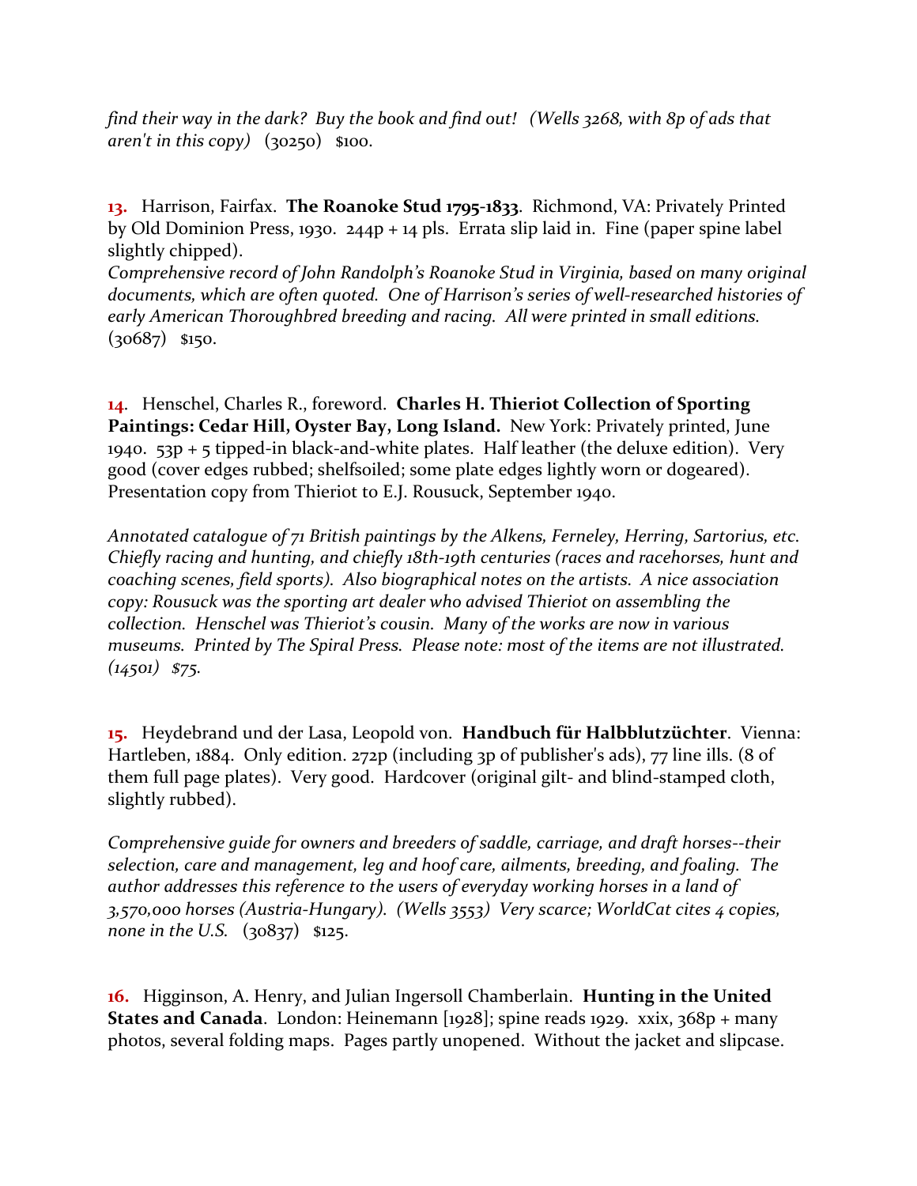*find their way in the dark? Buy the book and find out! (Wells 3268, with 8p of ads that aren't in this copy)* (30250) $100.

**13.** Harrison, Fairfax. **The Roanoke Stud 1795-1833**. Richmond, VA: Privately Printed by Old Dominion Press, 1930. 244p + 14 pls. Errata slip laid in. Fine (paper spine label slightly chipped).
*Comprehensive record of John Randolph's Roanoke Stud in Virginia, based on many original documents, which are often quoted. One of Harrison's series of well-researched histories of early American Thoroughbred breeding and racing. All were printed in small editions.* (30687) $150.

**14.** Henschel, Charles R., foreword. **Charles H. Thieriot Collection of Sporting Paintings: Cedar Hill, Oyster Bay, Long Island.** New York: Privately printed, June 1940. 53p + 5 tipped-in black-and-white plates. Half leather (the deluxe edition). Very good (cover edges rubbed; shelfsoiled; some plate edges lightly worn or dogeared). Presentation copy from Thieriot to E.J. Rousuck, September 1940.

*Annotated catalogue of 71 British paintings by the Alkens, Ferneley, Herring, Sartorius, etc. Chiefly racing and hunting, and chiefly 18th-19th centuries (races and racehorses, hunt and coaching scenes, field sports). Also biographical notes on the artists. A nice association copy: Rousuck was the sporting art dealer who advised Thieriot on assembling the collection. Henschel was Thieriot's cousin. Many of the works are now in various museums. Printed by The Spiral Press. Please note: most of the items are not illustrated. (14501) $75.*

**15.** Heydebrand und der Lasa, Leopold von. **Handbuch für Halbblutzüchter**. Vienna: Hartleben, 1884. Only edition. 272p (including 3p of publisher's ads), 77 line ills. (8 of them full page plates). Very good. Hardcover (original gilt- and blind-stamped cloth, slightly rubbed).

*Comprehensive guide for owners and breeders of saddle, carriage, and draft horses--their selection, care and management, leg and hoof care, ailments, breeding, and foaling. The author addresses this reference to the users of everyday working horses in a land of 3,570,000 horses (Austria-Hungary). (Wells 3553) Very scarce; WorldCat cites 4 copies, none in the U.S.* (30837) $125.

**16.** Higginson, A. Henry, and Julian Ingersoll Chamberlain. **Hunting in the United States and Canada**. London: Heinemann [1928]; spine reads 1929. xxix, 368p + many photos, several folding maps. Pages partly unopened. Without the jacket and slipcase.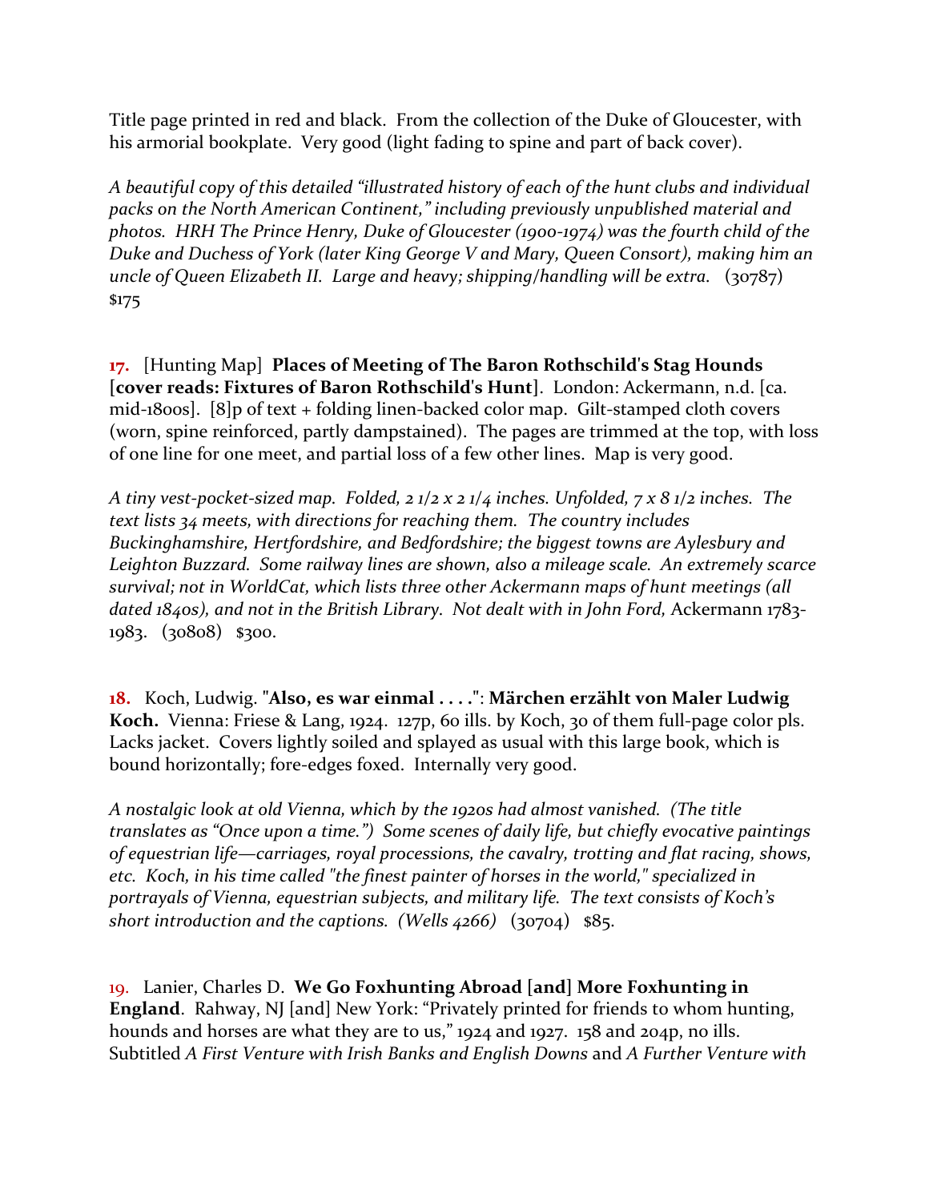Title page printed in red and black. From the collection of the Duke of Gloucester, with his armorial bookplate. Very good (light fading to spine and part of back cover).

*A beautiful copy of this detailed "illustrated history of each of the hunt clubs and individual packs on the North American Continent," including previously unpublished material and photos. HRH The Prince Henry, Duke of Gloucester (1900-1974) was the fourth child of the Duke and Duchess of York (later King George V and Mary, Queen Consort), making him an uncle of Queen Elizabeth II. Large and heavy; shipping/handling will be extra.* (30787) $175

**17.** [Hunting Map] **Places of Meeting of The Baron Rothschild's Stag Hounds [cover reads: Fixtures of Baron Rothschild's Hunt]**. London: Ackermann, n.d. [ca. mid-1800s]. [8]p of text + folding linen-backed color map. Gilt-stamped cloth covers (worn, spine reinforced, partly dampstained). The pages are trimmed at the top, with loss of one line for one meet, and partial loss of a few other lines. Map is very good.

*A tiny vest-pocket-sized map. Folded, 2 1/2 x 2 1/4 inches. Unfolded, 7 x 8 1/2 inches. The text lists 34 meets, with directions for reaching them. The country includes Buckinghamshire, Hertfordshire, and Bedfordshire; the biggest towns are Aylesbury and Leighton Buzzard. Some railway lines are shown, also a mileage scale. An extremely scarce survival; not in WorldCat, which lists three other Ackermann maps of hunt meetings (all dated 1840s), and not in the British Library. Not dealt with in John Ford,* Ackermann 1783-1983. (30808) $300.

**18.** Koch, Ludwig. "**Also, es war einmal . . . .**": **Märchen erzählt von Maler Ludwig Koch.** Vienna: Friese & Lang, 1924. 127p, 60 ills. by Koch, 30 of them full-page color pls. Lacks jacket. Covers lightly soiled and splayed as usual with this large book, which is bound horizontally; fore-edges foxed. Internally very good.

*A nostalgic look at old Vienna, which by the 1920s had almost vanished. (The title translates as "Once upon a time.") Some scenes of daily life, but chiefly evocative paintings of equestrian life—carriages, royal processions, the cavalry, trotting and flat racing, shows, etc. Koch, in his time called "the finest painter of horses in the world," specialized in portrayals of Vienna, equestrian subjects, and military life. The text consists of Koch's short introduction and the captions. (Wells 4266)* (30704) $85.

19. Lanier, Charles D. **We Go Foxhunting Abroad [and] More Foxhunting in England**. Rahway, NJ [and] New York: "Privately printed for friends to whom hunting, hounds and horses are what they are to us," 1924 and 1927. 158 and 204p, no ills. Subtitled *A First Venture with Irish Banks and English Downs* and *A Further Venture with*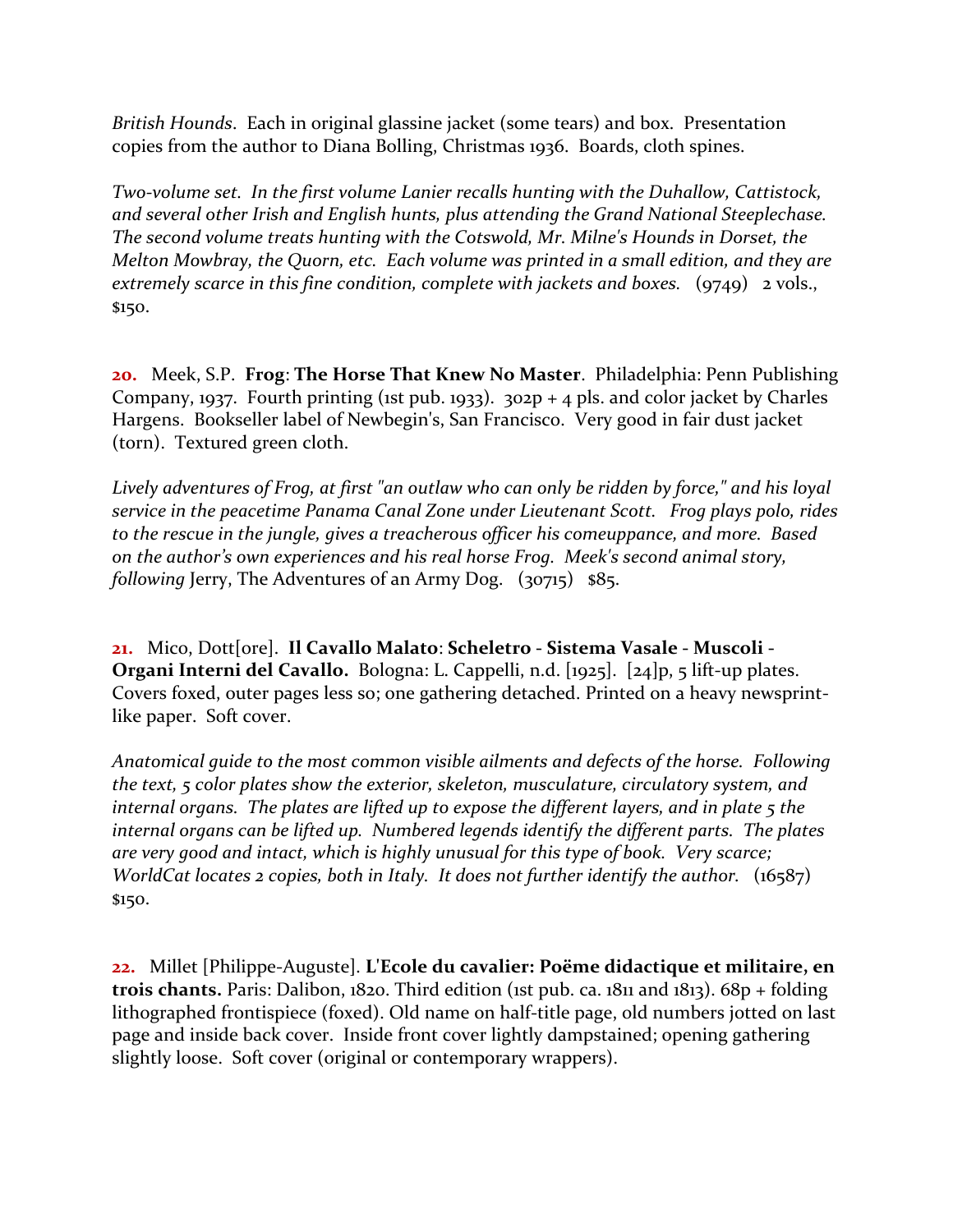*British Hounds*. Each in original glassine jacket (some tears) and box. Presentation copies from the author to Diana Bolling, Christmas 1936. Boards, cloth spines.

*Two-volume set. In the first volume Lanier recalls hunting with the Duhallow, Cattistock, and several other Irish and English hunts, plus attending the Grand National Steeplechase. The second volume treats hunting with the Cotswold, Mr. Milne's Hounds in Dorset, the Melton Mowbray, the Quorn, etc. Each volume was printed in a small edition, and they are extremely scarce in this fine condition, complete with jackets and boxes.* (9749) 2 vols., $150.

**20.** Meek, S.P. **Frog**: **The Horse That Knew No Master**. Philadelphia: Penn Publishing Company, 1937. Fourth printing (1st pub. 1933). 302p + 4 pls. and color jacket by Charles Hargens. Bookseller label of Newbegin's, San Francisco. Very good in fair dust jacket (torn). Textured green cloth.

*Lively adventures of Frog, at first "an outlaw who can only be ridden by force," and his loyal service in the peacetime Panama Canal Zone under Lieutenant Scott. Frog plays polo, rides to the rescue in the jungle, gives a treacherous officer his comeuppance, and more. Based on the author's own experiences and his real horse Frog. Meek's second animal story, following* Jerry, The Adventures of an Army Dog. (30715) $85.

**21.** Mico, Dott[ore]. **Il Cavallo Malato**: **Scheletro** - **Sistema Vasale** - **Muscoli** - **Organi Interni del Cavallo.** Bologna: L. Cappelli, n.d. [1925]. [24]p, 5 lift-up plates. Covers foxed, outer pages less so; one gathering detached. Printed on a heavy newsprint-like paper. Soft cover.

*Anatomical guide to the most common visible ailments and defects of the horse. Following the text, 5 color plates show the exterior, skeleton, musculature, circulatory system, and internal organs. The plates are lifted up to expose the different layers, and in plate 5 the internal organs can be lifted up. Numbered legends identify the different parts. The plates are very good and intact, which is highly unusual for this type of book. Very scarce; WorldCat locates 2 copies, both in Italy. It does not further identify the author.* (16587) $150.

**22.** Millet [Philippe-Auguste]. **L'Ecole du cavalier: Poëme didactique et militaire, en trois chants.** Paris: Dalibon, 1820. Third edition (1st pub. ca. 1811 and 1813). 68p + folding lithographed frontispiece (foxed). Old name on half-title page, old numbers jotted on last page and inside back cover. Inside front cover lightly dampstained; opening gathering slightly loose. Soft cover (original or contemporary wrappers).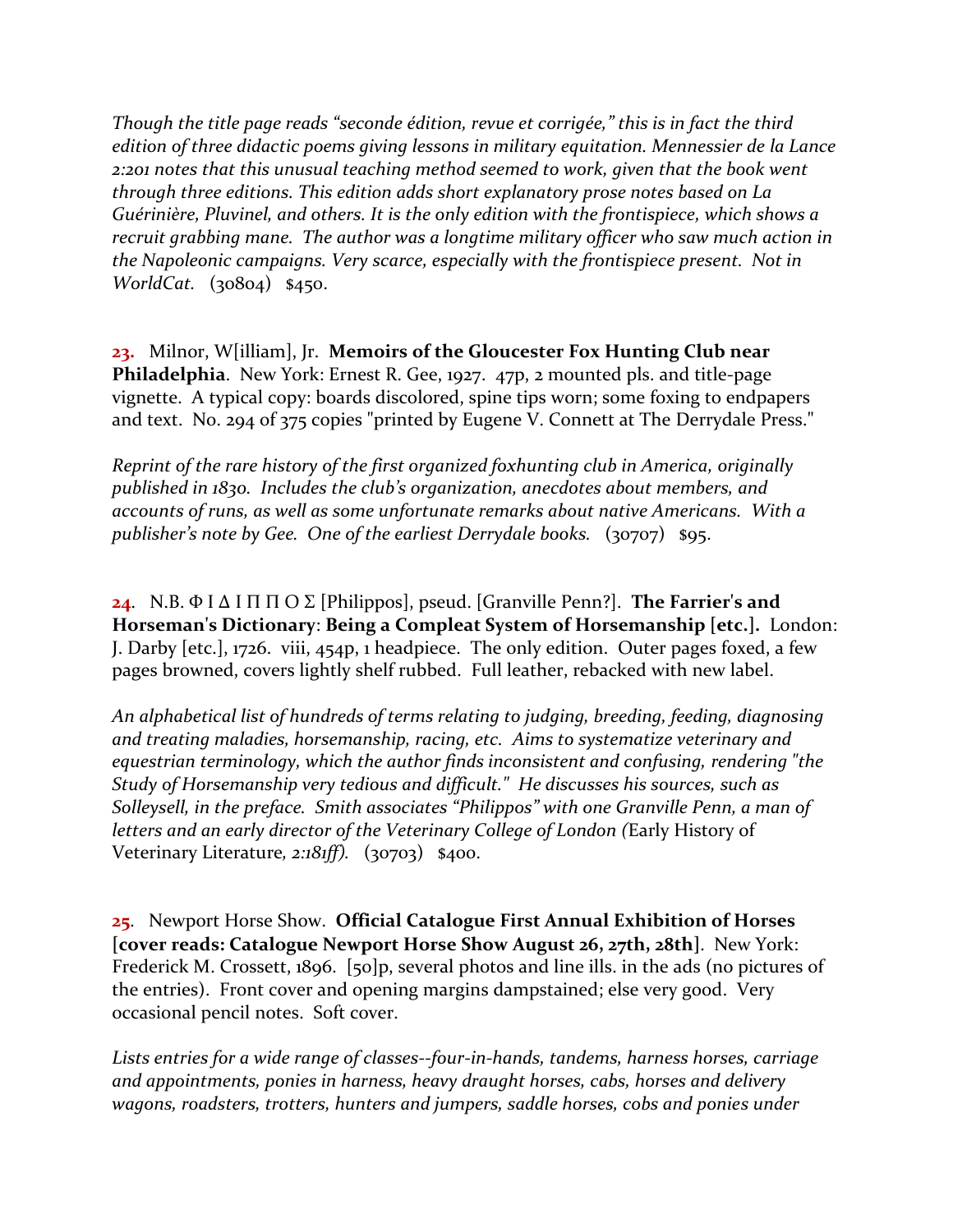*Though the title page reads "seconde édition, revue et corrigée," this is in fact the third edition of three didactic poems giving lessons in military equitation. Mennessier de la Lance 2:201 notes that this unusual teaching method seemed to work, given that the book went through three editions. This edition adds short explanatory prose notes based on La Guérinière, Pluvinel, and others. It is the only edition with the frontispiece, which shows a recruit grabbing mane. The author was a longtime military officer who saw much action in the Napoleonic campaigns. Very scarce, especially with the frontispiece present. Not in WorldCat.* (30804) $450.

**23.** Milnor, W[illiam], Jr. **Memoirs of the Gloucester Fox Hunting Club near Philadelphia**. New York: Ernest R. Gee, 1927. 47p, 2 mounted pls. and title-page vignette. A typical copy: boards discolored, spine tips worn; some foxing to endpapers and text. No. 294 of 375 copies "printed by Eugene V. Connett at The Derrydale Press."

*Reprint of the rare history of the first organized foxhunting club in America, originally published in 1830. Includes the club's organization, anecdotes about members, and accounts of runs, as well as some unfortunate remarks about native Americans. With a publisher's note by Gee. One of the earliest Derrydale books.* (30707) $95.

**24**. N.B. Φ Ι Δ Ι Π Π Ο Σ [Philippos], pseud. [Granville Penn?]. **The Farrier's and Horseman's Dictionary**: **Being a Compleat System of Horsemanship [etc.].** London: J. Darby [etc.], 1726. viii, 454p, 1 headpiece. The only edition. Outer pages foxed, a few pages browned, covers lightly shelf rubbed. Full leather, rebacked with new label.

*An alphabetical list of hundreds of terms relating to judging, breeding, feeding, diagnosing and treating maladies, horsemanship, racing, etc. Aims to systematize veterinary and equestrian terminology, which the author finds inconsistent and confusing, rendering "the Study of Horsemanship very tedious and difficult." He discusses his sources, such as Solleysell, in the preface. Smith associates "Philippos" with one Granville Penn, a man of letters and an early director of the Veterinary College of London (*Early History of Veterinary Literature*, 2:181ff).* (30703) $400.

**25**. Newport Horse Show. **Official Catalogue First Annual Exhibition of Horses** [**cover reads: Catalogue Newport Horse Show August 26, 27th, 28th**]. New York: Frederick M. Crossett, 1896. [50]p, several photos and line ills. in the ads (no pictures of the entries). Front cover and opening margins dampstained; else very good. Very occasional pencil notes. Soft cover.

*Lists entries for a wide range of classes--four-in-hands, tandems, harness horses, carriage and appointments, ponies in harness, heavy draught horses, cabs, horses and delivery wagons, roadsters, trotters, hunters and jumpers, saddle horses, cobs and ponies under*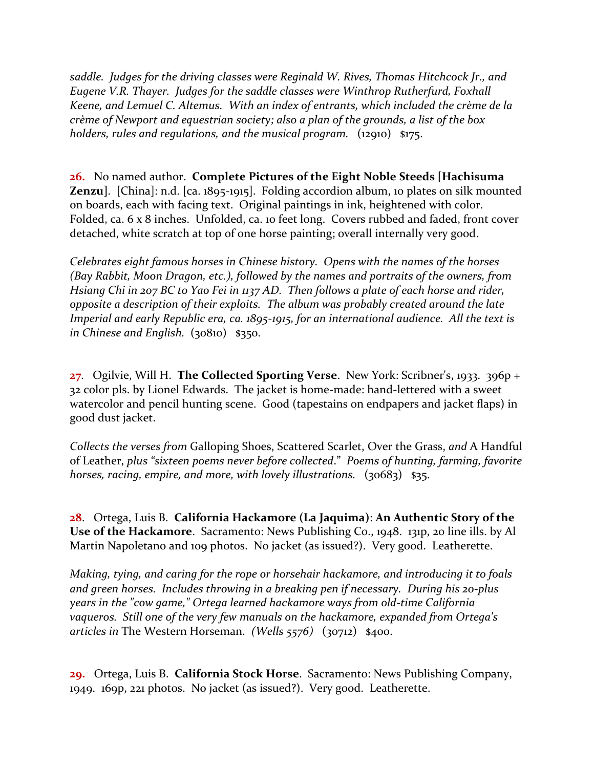*saddle. Judges for the driving classes were Reginald W. Rives, Thomas Hitchcock Jr., and Eugene V.R. Thayer. Judges for the saddle classes were Winthrop Rutherfurd, Foxhall Keene, and Lemuel C. Altemus. With an index of entrants, which included the crème de la crème of Newport and equestrian society; also a plan of the grounds, a list of the box holders, rules and regulations, and the musical program.* (12910) $175.

**26.** No named author. **Complete Pictures of the Eight Noble Steeds [Hachisuma Zenzu]**. [China]: n.d. [ca. 1895-1915]. Folding accordion album, 10 plates on silk mounted on boards, each with facing text. Original paintings in ink, heightened with color. Folded, ca. 6 x 8 inches. Unfolded, ca. 10 feet long. Covers rubbed and faded, front cover detached, white scratch at top of one horse painting; overall internally very good.

*Celebrates eight famous horses in Chinese history. Opens with the names of the horses (Bay Rabbit, Moon Dragon, etc.), followed by the names and portraits of the owners, from Hsiang Chi in 207 BC to Yao Fei in 1137 AD. Then follows a plate of each horse and rider, opposite a description of their exploits. The album was probably created around the late Imperial and early Republic era, ca. 1895-1915, for an international audience. All the text is in Chinese and English.* (30810) $350.

**27**. Ogilvie, Will H. **The Collected Sporting Verse**. New York: Scribner's, 1933. 396p + 32 color pls. by Lionel Edwards. The jacket is home-made: hand-lettered with a sweet watercolor and pencil hunting scene. Good (tapestains on endpapers and jacket flaps) in good dust jacket.

*Collects the verses from* Galloping Shoes, Scattered Scarlet, Over the Grass, *and* A Handful of Leather, *plus "sixteen poems never before collected*." *Poems of hunting, farming, favorite horses, racing, empire, and more, with lovely illustrations.* (30683) $35.

**28**. Ortega, Luis B. **California Hackamore (La Jaquima)**: **An Authentic Story of the Use of the Hackamore**. Sacramento: News Publishing Co., 1948. 131p, 20 line ills. by Al Martin Napoletano and 109 photos. No jacket (as issued?). Very good. Leatherette.

*Making, tying, and caring for the rope or horsehair hackamore, and introducing it to foals and green horses. Includes throwing in a breaking pen if necessary. During his 20-plus years in the "cow game," Ortega learned hackamore ways from old-time California vaqueros. Still one of the very few manuals on the hackamore, expanded from Ortega's articles in* The Western Horseman. *(Wells 5576)* (30712) $400.

**29.** Ortega, Luis B. **California Stock Horse**. Sacramento: News Publishing Company, 1949. 169p, 221 photos. No jacket (as issued?). Very good. Leatherette.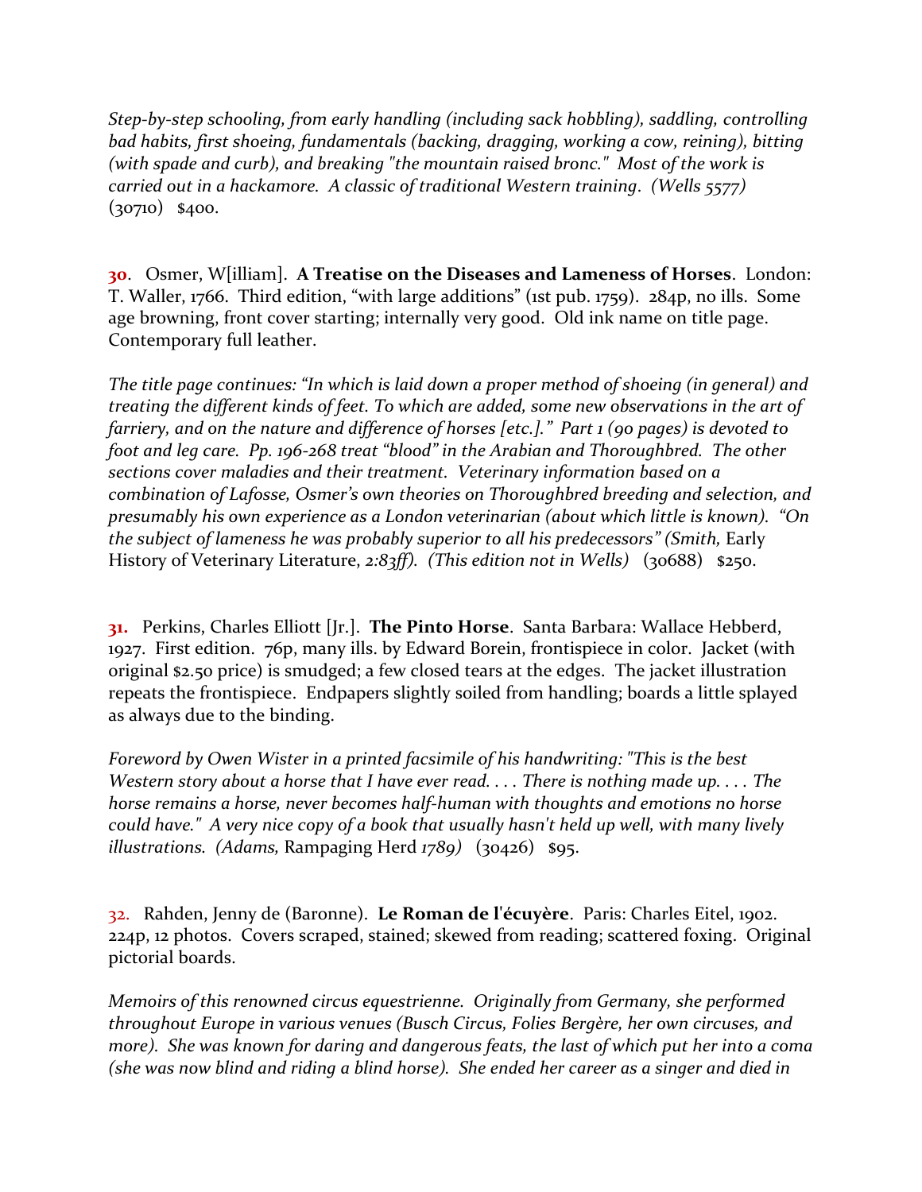*Step-by-step schooling, from early handling (including sack hobbling), saddling, controlling bad habits, first shoeing, fundamentals (backing, dragging, working a cow, reining), bitting (with spade and curb), and breaking "the mountain raised bronc." Most of the work is carried out in a hackamore. A classic of traditional Western training. (Wells 5577)* (30710) $400.

**30**. Osmer, W[illiam]. **A Treatise on the Diseases and Lameness of Horses**. London: T. Waller, 1766. Third edition, "with large additions" (1st pub. 1759). 284p, no ills. Some age browning, front cover starting; internally very good. Old ink name on title page. Contemporary full leather.

*The title page continues: "In which is laid down a proper method of shoeing (in general) and treating the different kinds of feet. To which are added, some new observations in the art of farriery, and on the nature and difference of horses [etc.]." Part 1 (90 pages) is devoted to foot and leg care. Pp. 196-268 treat "blood" in the Arabian and Thoroughbred. The other sections cover maladies and their treatment. Veterinary information based on a combination of Lafosse, Osmer's own theories on Thoroughbred breeding and selection, and presumably his own experience as a London veterinarian (about which little is known). "On the subject of lameness he was probably superior to all his predecessors" (Smith,* Early History of Veterinary Literature, *2:83ff). (This edition not in Wells)* (30688) $250.

**31.** Perkins, Charles Elliott [Jr.]. **The Pinto Horse**. Santa Barbara: Wallace Hebberd, 1927. First edition. 76p, many ills. by Edward Borein, frontispiece in color. Jacket (with original $2.50 price) is smudged; a few closed tears at the edges. The jacket illustration repeats the frontispiece. Endpapers slightly soiled from handling; boards a little splayed as always due to the binding.

*Foreword by Owen Wister in a printed facsimile of his handwriting: "This is the best Western story about a horse that I have ever read. . . . There is nothing made up. . . . The horse remains a horse, never becomes half-human with thoughts and emotions no horse could have." A very nice copy of a book that usually hasn't held up well, with many lively illustrations. (Adams,* Rampaging Herd *1789)* (30426) $95.

32. Rahden, Jenny de (Baronne). **Le Roman de l'écuyère**. Paris: Charles Eitel, 1902. 224p, 12 photos. Covers scraped, stained; skewed from reading; scattered foxing. Original pictorial boards.

*Memoirs of this renowned circus equestrienne. Originally from Germany, she performed throughout Europe in various venues (Busch Circus, Folies Bergère, her own circuses, and more). She was known for daring and dangerous feats, the last of which put her into a coma (she was now blind and riding a blind horse). She ended her career as a singer and died in*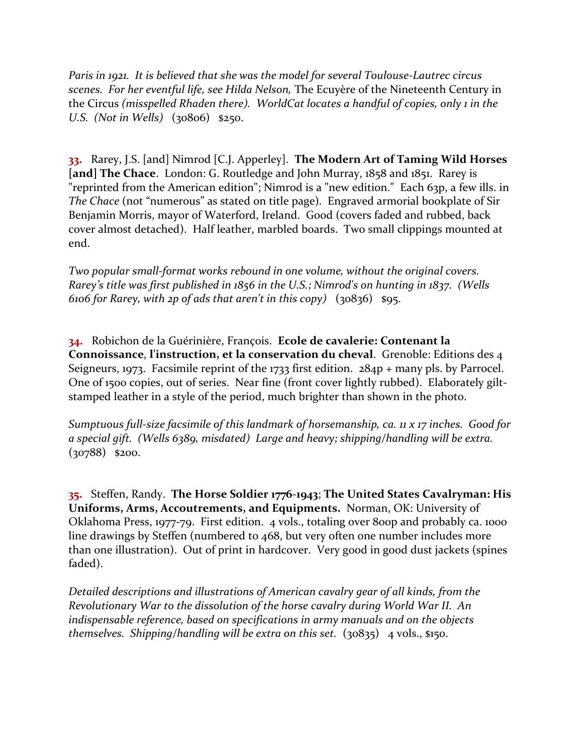*Paris in 1921. It is believed that she was the model for several Toulouse-Lautrec circus scenes. For her eventful life, see Hilda Nelson,* The Ecuyère of the Nineteenth Century in the Circus *(misspelled Rhaden there). WorldCat locates a handful of copies, only 1 in the U.S. (Not in Wells)* (30806) $250.

**33.** Rarey, J.S. [and] Nimrod [C.J. Apperley]. **The Modern Art of Taming Wild Horses [and] The Chace**. London: G. Routledge and John Murray, 1858 and 1851. Rarey is "reprinted from the American edition"; Nimrod is a "new edition." Each 63p, a few ills. in *The Chace* (not "numerous" as stated on title page). Engraved armorial bookplate of Sir Benjamin Morris, mayor of Waterford, Ireland. Good (covers faded and rubbed, back cover almost detached). Half leather, marbled boards. Two small clippings mounted at end.

*Two popular small-format works rebound in one volume, without the original covers. Rarey's title was first published in 1856 in the U.S.; Nimrod's on hunting in 1837. (Wells 6106 for Rarey, with 2p of ads that aren't in this copy)* (30836) $95.

**34.** Robichon de la Guérinière, François. **Ecole de cavalerie: Contenant la Connoissance**, **l'instruction, et la conservation du cheval**. Grenoble: Editions des 4 Seigneurs, 1973. Facsimile reprint of the 1733 first edition. 284p + many pls. by Parrocel. One of 1500 copies, out of series. Near fine (front cover lightly rubbed). Elaborately gilt-stamped leather in a style of the period, much brighter than shown in the photo.

*Sumptuous full-size facsimile of this landmark of horsemanship, ca. 11 x 17 inches. Good for a special gift. (Wells 6389, misdated) Large and heavy; shipping/handling will be extra.* (30788) $200.

**35.** Steffen, Randy. **The Horse Soldier 1776-1943**; **The United States Cavalryman: His Uniforms, Arms, Accoutrements, and Equipments.** Norman, OK: University of Oklahoma Press, 1977-79. First edition. 4 vols., totaling over 800p and probably ca. 1000 line drawings by Steffen (numbered to 468, but very often one number includes more than one illustration). Out of print in hardcover. Very good in good dust jackets (spines faded).

*Detailed descriptions and illustrations of American cavalry gear of all kinds, from the Revolutionary War to the dissolution of the horse cavalry during World War II. An indispensable reference, based on specifications in army manuals and on the objects themselves. Shipping/handling will be extra on this set.* (30835) 4 vols., $150.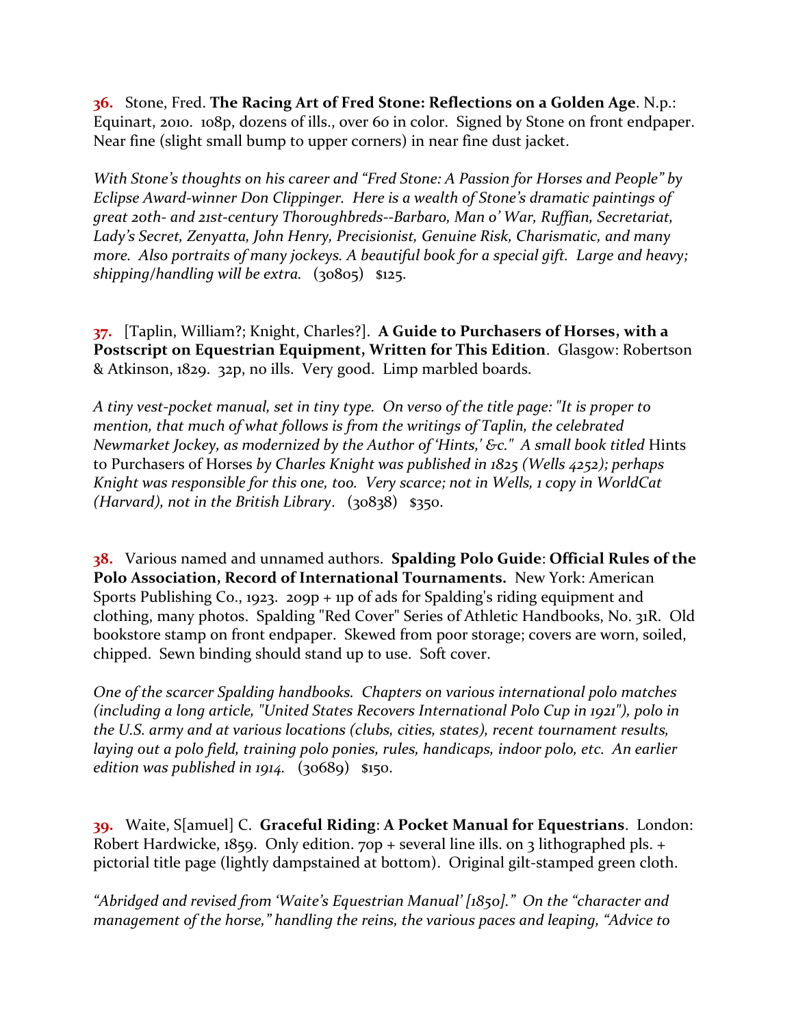**36.** Stone, Fred. **The Racing Art of Fred Stone: Reflections on a Golden Age**. N.p.: Equinart, 2010. 108p, dozens of ills., over 60 in color. Signed by Stone on front endpaper. Near fine (slight small bump to upper corners) in near fine dust jacket.

*With Stone's thoughts on his career and "Fred Stone: A Passion for Horses and People" by Eclipse Award-winner Don Clippinger. Here is a wealth of Stone's dramatic paintings of great 20th- and 21st-century Thoroughbreds--Barbaro, Man o' War, Ruffian, Secretariat, Lady's Secret, Zenyatta, John Henry, Precisionist, Genuine Risk, Charismatic, and many more. Also portraits of many jockeys. A beautiful book for a special gift. Large and heavy; shipping/handling will be extra.* (30805) $125.

**37.** [Taplin, William?; Knight, Charles?]. **A Guide to Purchasers of Horses, with a Postscript on Equestrian Equipment, Written for This Edition**. Glasgow: Robertson & Atkinson, 1829. 32p, no ills. Very good. Limp marbled boards.

*A tiny vest-pocket manual, set in tiny type. On verso of the title page: "It is proper to mention, that much of what follows is from the writings of Taplin, the celebrated Newmarket Jockey, as modernized by the Author of 'Hints,' &c." A small book titled* Hints to Purchasers of Horses *by Charles Knight was published in 1825 (Wells 4252); perhaps Knight was responsible for this one, too. Very scarce; not in Wells, 1 copy in WorldCat (Harvard), not in the British Library*. (30838) $350.

**38.** Various named and unnamed authors. **Spalding Polo Guide**: **Official Rules of the Polo Association, Record of International Tournaments.** New York: American Sports Publishing Co., 1923. 209p + 11p of ads for Spalding's riding equipment and clothing, many photos. Spalding "Red Cover" Series of Athletic Handbooks, No. 31R. Old bookstore stamp on front endpaper. Skewed from poor storage; covers are worn, soiled, chipped. Sewn binding should stand up to use. Soft cover.

*One of the scarcer Spalding handbooks. Chapters on various international polo matches (including a long article, "United States Recovers International Polo Cup in 1921"), polo in the U.S. army and at various locations (clubs, cities, states), recent tournament results, laying out a polo field, training polo ponies, rules, handicaps, indoor polo, etc. An earlier edition was published in 1914.* (30689) $150.

**39.** Waite, S[amuel] C. **Graceful Riding**: **A Pocket Manual for Equestrians**. London: Robert Hardwicke, 1859. Only edition. 70p + several line ills. on 3 lithographed pls. + pictorial title page (lightly dampstained at bottom). Original gilt-stamped green cloth.

*"Abridged and revised from 'Waite's Equestrian Manual' [1850]." On the "character and management of the horse," handling the reins, the various paces and leaping, "Advice to*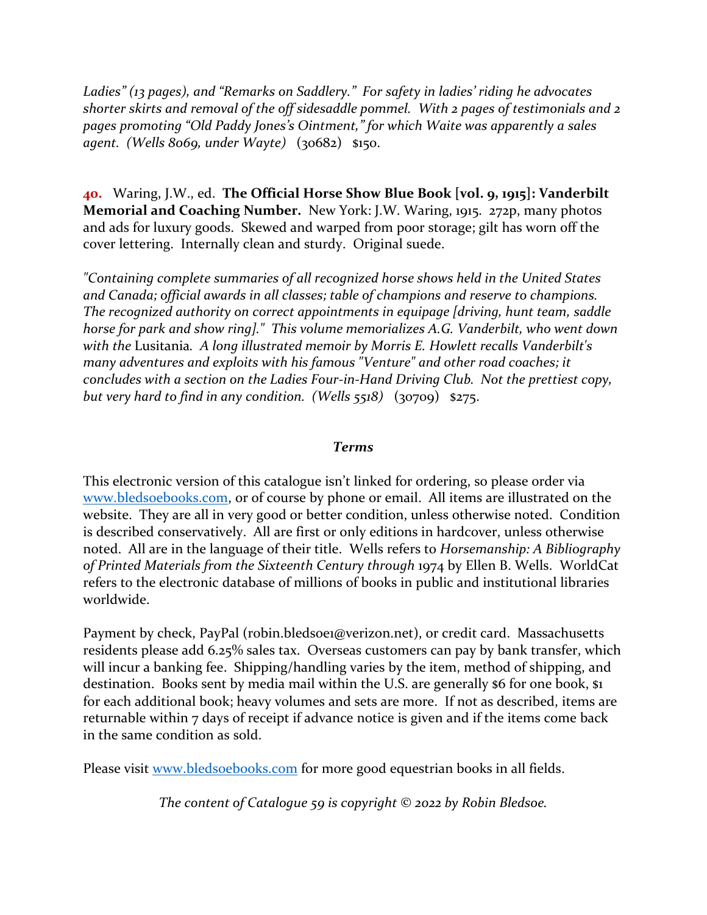*Ladies" (13 pages), and "Remarks on Saddlery." For safety in ladies' riding he advocates shorter skirts and removal of the off sidesaddle pommel. With 2 pages of testimonials and 2 pages promoting "Old Paddy Jones's Ointment," for which Waite was apparently a sales agent. (Wells 8069, under Wayte)* (30682) $150.

**40.** Waring, J.W., ed. **The Official Horse Show Blue Book [vol. 9, 1915]: Vanderbilt Memorial and Coaching Number.** New York: J.W. Waring, 1915. 272p, many photos and ads for luxury goods. Skewed and warped from poor storage; gilt has worn off the cover lettering. Internally clean and sturdy. Original suede.

*"Containing complete summaries of all recognized horse shows held in the United States and Canada; official awards in all classes; table of champions and reserve to champions. The recognized authority on correct appointments in equipage [driving, hunt team, saddle horse for park and show ring]." This volume memorializes A.G. Vanderbilt, who went down with the* Lusitania. *A long illustrated memoir by Morris E. Howlett recalls Vanderbilt's many adventures and exploits with his famous "Venture" and other road coaches; it concludes with a section on the Ladies Four-in-Hand Driving Club. Not the prettiest copy, but very hard to find in any condition. (Wells 5518)* (30709) $275.

### *Terms*

This electronic version of this catalogue isn't linked for ordering, so please order via www.bledsoebooks.com, or of course by phone or email. All items are illustrated on the website. They are all in very good or better condition, unless otherwise noted. Condition is described conservatively. All are first or only editions in hardcover, unless otherwise noted. All are in the language of their title. Wells refers to *Horsemanship: A Bibliography of Printed Materials from the Sixteenth Century through* 1974 by Ellen B. Wells. WorldCat refers to the electronic database of millions of books in public and institutional libraries worldwide.

Payment by check, PayPal (robin.bledsoe1@verizon.net), or credit card. Massachusetts residents please add 6.25% sales tax. Overseas customers can pay by bank transfer, which will incur a banking fee. Shipping/handling varies by the item, method of shipping, and destination. Books sent by media mail within the U.S. are generally $6 for one book, $1 for each additional book; heavy volumes and sets are more. If not as described, items are returnable within 7 days of receipt if advance notice is given and if the items come back in the same condition as sold.

Please visit www.bledsoebooks.com for more good equestrian books in all fields.

*The content of Catalogue 59 is copyright © 2022 by Robin Bledsoe.*